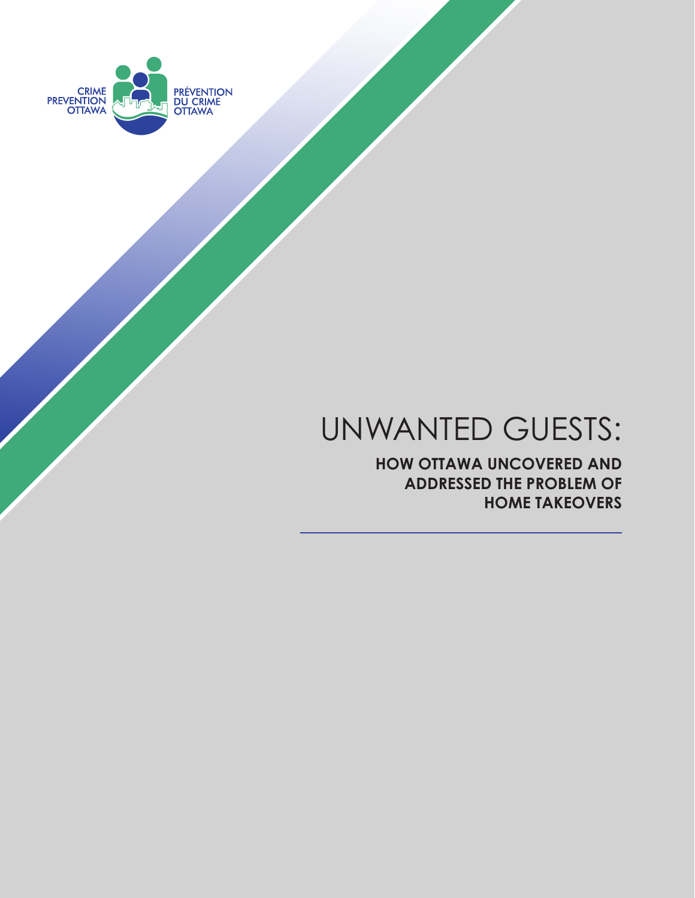CRIME PREVENTION OTTAWA

PRÉVENTION DU CRIME OTTAWA

# UNWANTED GUESTS:

## HOW OTTAWA UNCOVERED AND ADDRESSED THE PROBLEM OF HOME TAKEOVERS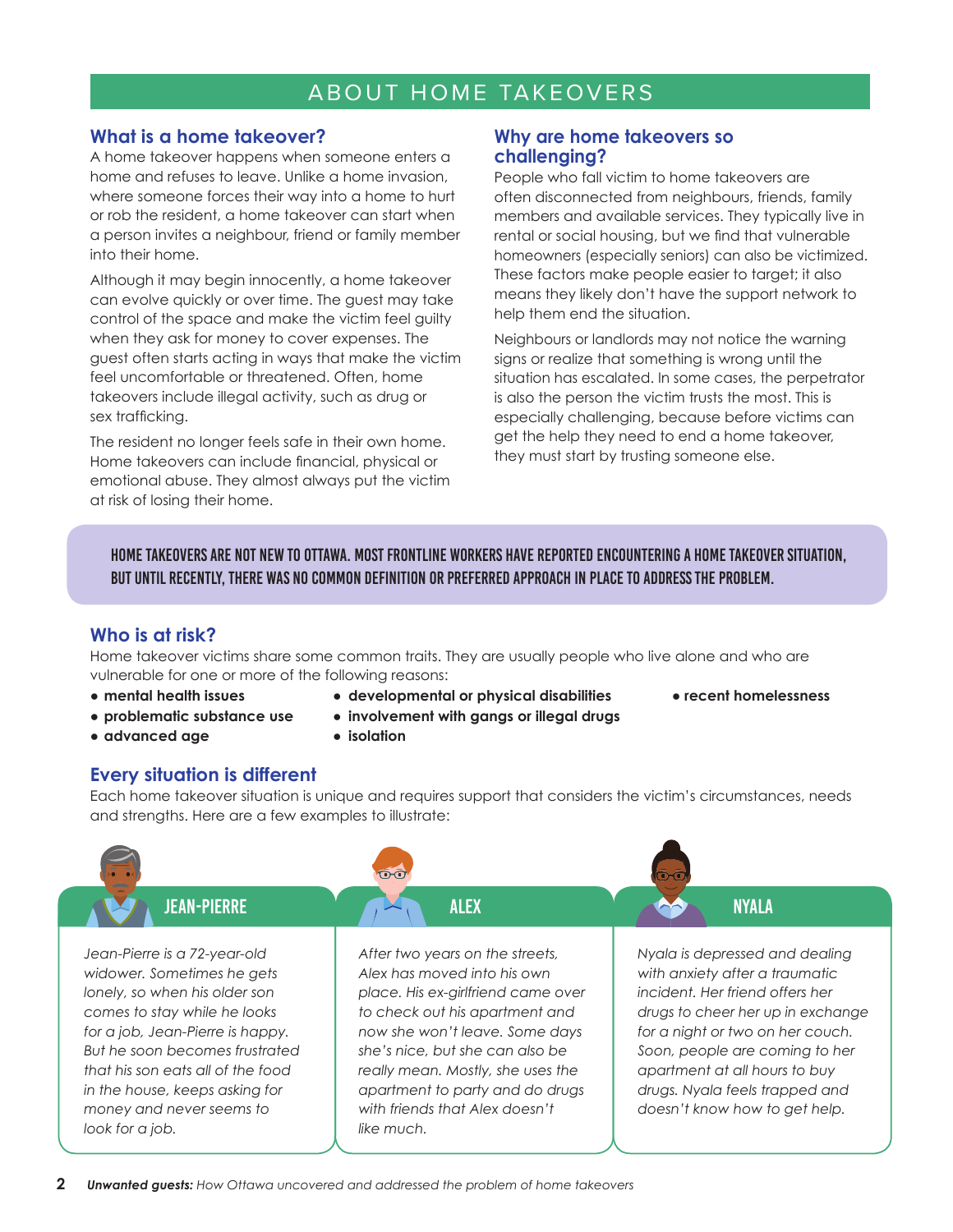# ABOUT HOME TAKEOVERS

## What is a home takeover?

A home takeover happens when someone enters a home and refuses to leave. Unlike a home invasion, where someone forces their way into a home to hurt or rob the resident, a home takeover can start when a person invites a neighbour, friend or family member into their home.

Although it may begin innocently, a home takeover can evolve quickly or over time. The guest may take control of the space and make the victim feel guilty when they ask for money to cover expenses. The guest often starts acting in ways that make the victim feel uncomfortable or threatened. Often, home takeovers include illegal activity, such as drug or sex trafficking.

The resident no longer feels safe in their own home. Home takeovers can include financial, physical or emotional abuse. They almost always put the victim at risk of losing their home.

## Why are home takeovers so challenging?

People who fall victim to home takeovers are often disconnected from neighbours, friends, family members and available services. They typically live in rental or social housing, but we find that vulnerable homeowners (especially seniors) can also be victimized. These factors make people easier to target; it also means they likely don't have the support network to help them end the situation.

Neighbours or landlords may not notice the warning signs or realize that something is wrong until the situation has escalated. In some cases, the perpetrator is also the person the victim trusts the most. This is especially challenging, because before victims can get the help they need to end a home takeover, they must start by trusting someone else.

**HOME TAKEOVERS ARE NOT NEW TO OTTAWA. MOST FRONTLINE WORKERS HAVE REPORTED ENCOUNTERING A HOME TAKEOVER SITUATION, BUT UNTIL RECENTLY, THERE WAS NO COMMON DEFINITION OR PREFERRED APPROACH IN PLACE TO ADDRESS THE PROBLEM.**

## Who is at risk?

Home takeover victims share some common traits. They are usually people who live alone and who are vulnerable for one or more of the following reasons:

- **mental health issues**
- **problematic substance use**
- **advanced age**
- **developmental or physical disabilities**
- **involvement with gangs or illegal drugs**
- **isolation**
- **recent homelessness**

## Every situation is different

Each home takeover situation is unique and requires support that considers the victim's circumstances, needs and strengths. Here are a few examples to illustrate:

### JEAN-PIERRE

*Jean-Pierre is a 72-year-old widower. Sometimes he gets lonely, so when his older son comes to stay while he looks for a job, Jean-Pierre is happy. But he soon becomes frustrated that his son eats all of the food in the house, keeps asking for money and never seems to look for a job.*

### ALEX

*After two years on the streets, Alex has moved into his own place. His ex-girlfriend came over to check out his apartment and now she won't leave. Some days she's nice, but she can also be really mean. Mostly, she uses the apartment to party and do drugs with friends that Alex doesn't like much.*

### NYALA

*Nyala is depressed and dealing with anxiety after a traumatic incident. Her friend offers her drugs to cheer her up in exchange for a night or two on her couch. Soon, people are coming to her apartment at all hours to buy drugs. Nyala feels trapped and doesn't know how to get help.*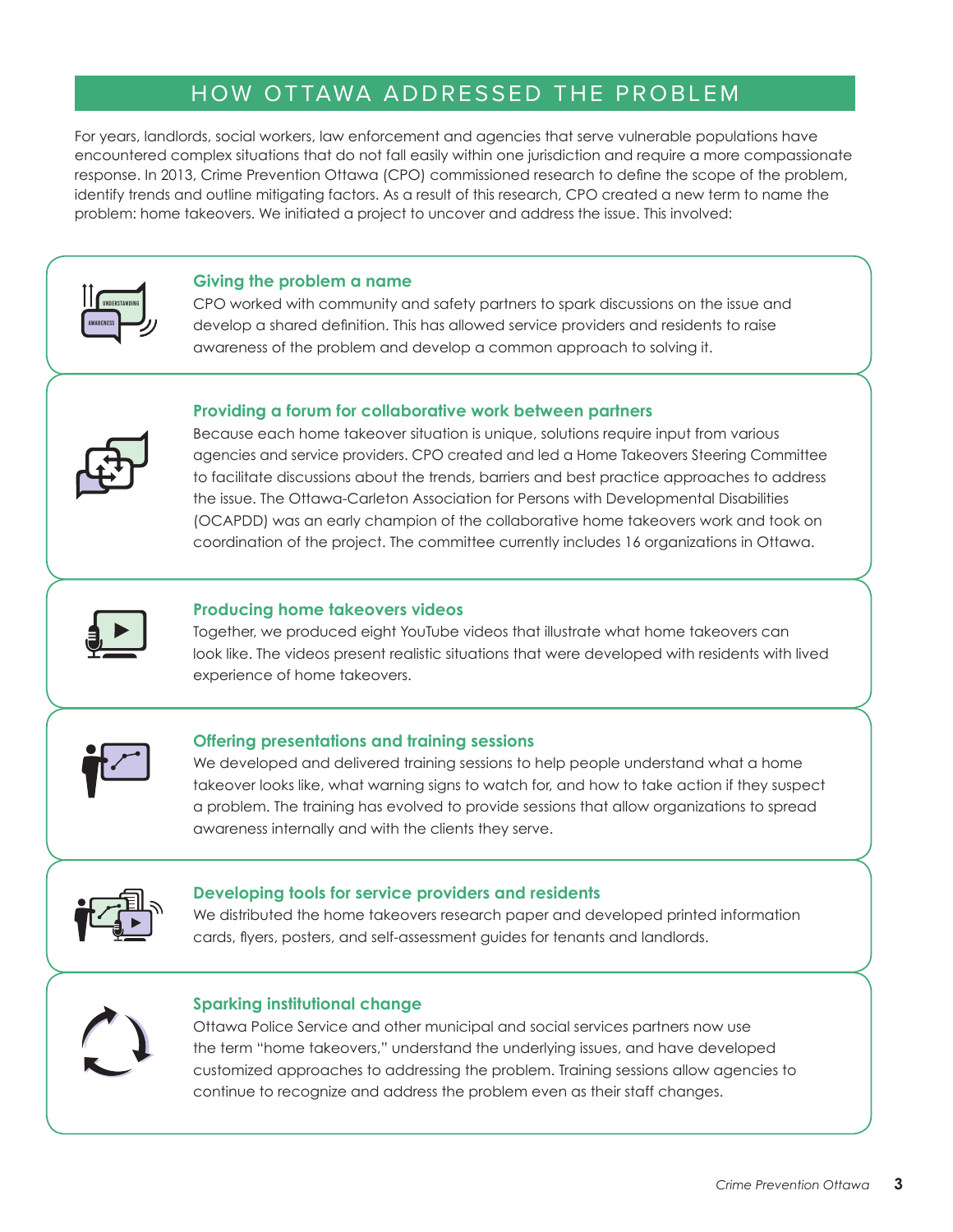## HOW OTTAWA ADDRESSED THE PROBLEM

For years, landlords, social workers, law enforcement and agencies that serve vulnerable populations have encountered complex situations that do not fall easily within one jurisdiction and require a more compassionate response. In 2013, Crime Prevention Ottawa (CPO) commissioned research to define the scope of the problem, identify trends and outline mitigating factors. As a result of this research, CPO created a new term to name the problem: home takeovers. We initiated a project to uncover and address the issue. This involved:

### Giving the problem a name

CPO worked with community and safety partners to spark discussions on the issue and develop a shared definition. This has allowed service providers and residents to raise awareness of the problem and develop a common approach to solving it.

### Providing a forum for collaborative work between partners

Because each home takeover situation is unique, solutions require input from various agencies and service providers. CPO created and led a Home Takeovers Steering Committee to facilitate discussions about the trends, barriers and best practice approaches to address the issue. The Ottawa-Carleton Association for Persons with Developmental Disabilities (OCAPDD) was an early champion of the collaborative home takeovers work and took on coordination of the project. The committee currently includes 16 organizations in Ottawa.

### Producing home takeovers videos

Together, we produced eight YouTube videos that illustrate what home takeovers can look like. The videos present realistic situations that were developed with residents with lived experience of home takeovers.

### Offering presentations and training sessions

We developed and delivered training sessions to help people understand what a home takeover looks like, what warning signs to watch for, and how to take action if they suspect a problem. The training has evolved to provide sessions that allow organizations to spread awareness internally and with the clients they serve.

### Developing tools for service providers and residents

We distributed the home takeovers research paper and developed printed information cards, flyers, posters, and self-assessment guides for tenants and landlords.

### Sparking institutional change

Ottawa Police Service and other municipal and social services partners now use the term "home takeovers," understand the underlying issues, and have developed customized approaches to addressing the problem. Training sessions allow agencies to continue to recognize and address the problem even as their staff changes.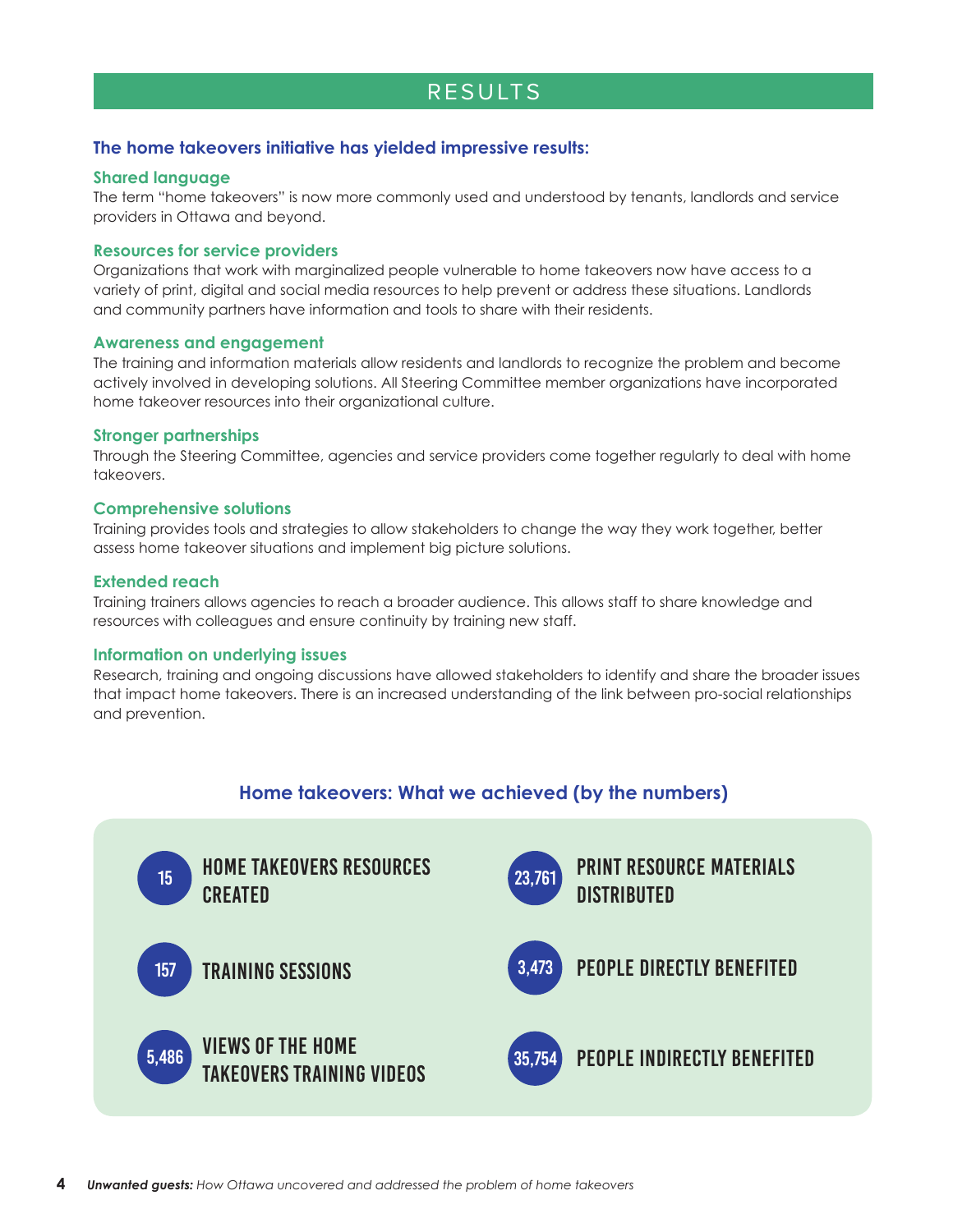# RESULTS

**The home takeovers initiative has yielded impressive results:**

### Shared language

The term "home takeovers" is now more commonly used and understood by tenants, landlords and service providers in Ottawa and beyond.

### Resources for service providers

Organizations that work with marginalized people vulnerable to home takeovers now have access to a variety of print, digital and social media resources to help prevent or address these situations. Landlords and community partners have information and tools to share with their residents.

### Awareness and engagement

The training and information materials allow residents and landlords to recognize the problem and become actively involved in developing solutions. All Steering Committee member organizations have incorporated home takeover resources into their organizational culture.

### Stronger partnerships

Through the Steering Committee, agencies and service providers come together regularly to deal with home takeovers.

### Comprehensive solutions

Training provides tools and strategies to allow stakeholders to change the way they work together, better assess home takeover situations and implement big picture solutions.

### Extended reach

Training trainers allows agencies to reach a broader audience. This allows staff to share knowledge and resources with colleagues and ensure continuity by training new staff.

### Information on underlying issues

Research, training and ongoing discussions have allowed stakeholders to identify and share the broader issues that impact home takeovers. There is an increased understanding of the link between pro-social relationships and prevention.

## Home takeovers: What we achieved (by the numbers)

- **15** HOME TAKEOVERS RESOURCES CREATED
- **157** TRAINING SESSIONS
- **5,486** VIEWS OF THE HOME TAKEOVERS TRAINING VIDEOS
- **23,761** PRINT RESOURCE MATERIALS DISTRIBUTED
- **3,473** PEOPLE DIRECTLY BENEFITED
- **35,754** PEOPLE INDIRECTLY BENEFITED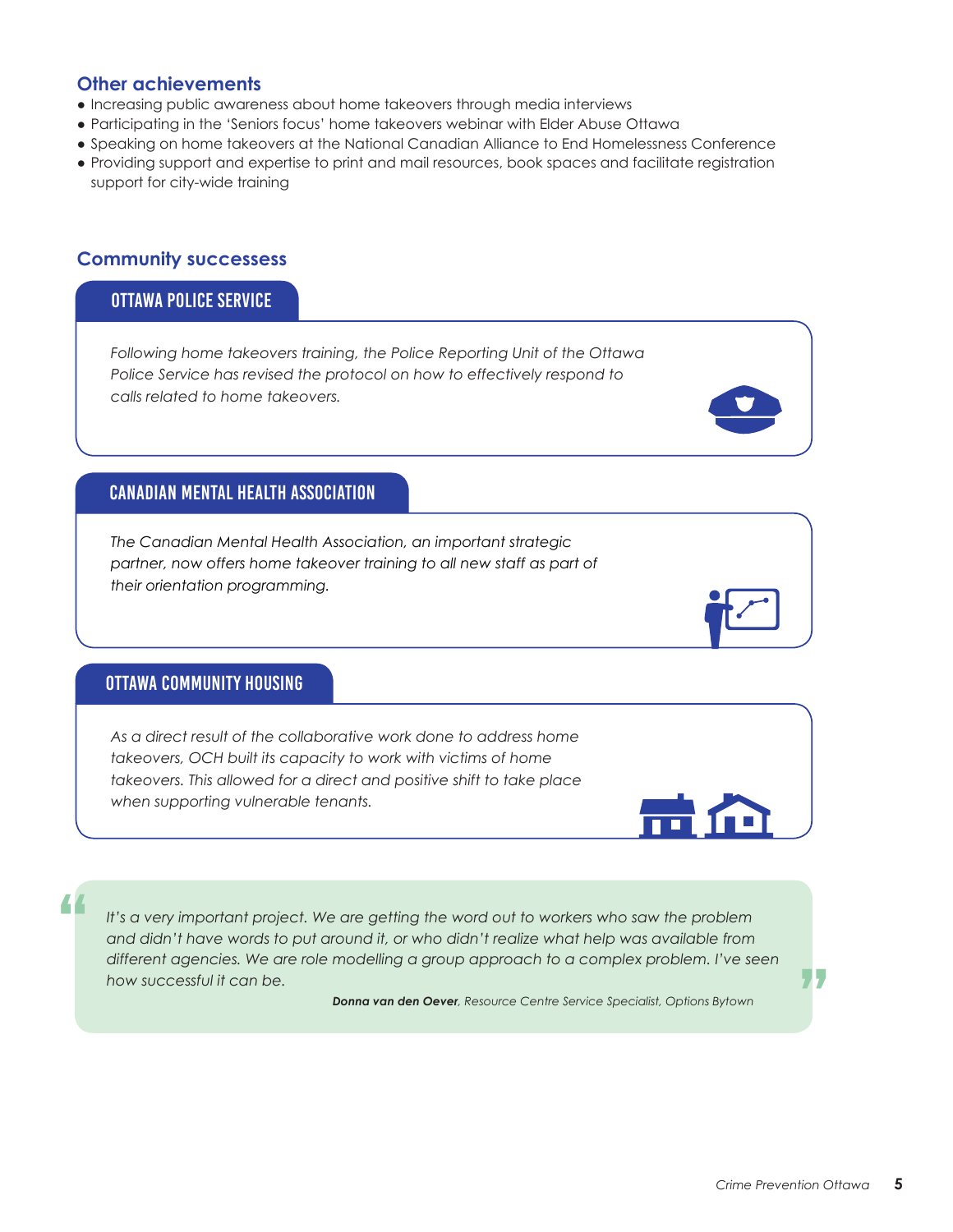## Other achievements

- Increasing public awareness about home takeovers through media interviews
- Participating in the 'Seniors focus' home takeovers webinar with Elder Abuse Ottawa
- Speaking on home takeovers at the National Canadian Alliance to End Homelessness Conference
- Providing support and expertise to print and mail resources, book spaces and facilitate registration support for city-wide training

## Community successess

### OTTAWA POLICE SERVICE

*Following home takeovers training, the Police Reporting Unit of the Ottawa Police Service has revised the protocol on how to effectively respond to calls related to home takeovers.*

### CANADIAN MENTAL HEALTH ASSOCIATION

*The Canadian Mental Health Association, an important strategic partner, now offers home takeover training to all new staff as part of their orientation programming.*

### OTTAWA COMMUNITY HOUSING

*As a direct result of the collaborative work done to address home takeovers, OCH built its capacity to work with victims of home takeovers. This allowed for a direct and positive shift to take place when supporting vulnerable tenants.*

> *It's a very important project. We are getting the word out to workers who saw the problem and didn't have words to put around it, or who didn't realize what help was available from different agencies. We are role modelling a group approach to a complex problem. I've seen how successful it can be.*
>
> ***Donna van den Oever**, Resource Centre Service Specialist, Options Bytown*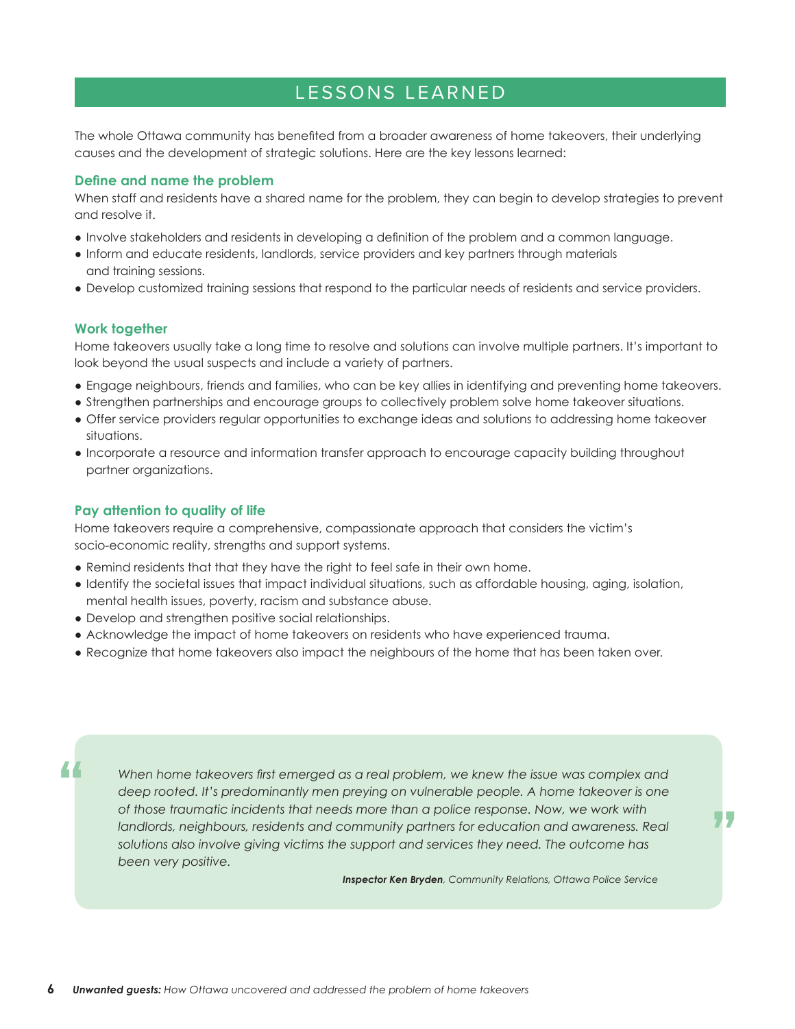# LESSONS LEARNED

The whole Ottawa community has benefited from a broader awareness of home takeovers, their underlying causes and the development of strategic solutions. Here are the key lessons learned:

### Define and name the problem

When staff and residents have a shared name for the problem, they can begin to develop strategies to prevent and resolve it.

- Involve stakeholders and residents in developing a definition of the problem and a common language.
- Inform and educate residents, landlords, service providers and key partners through materials and training sessions.
- Develop customized training sessions that respond to the particular needs of residents and service providers.

### Work together

Home takeovers usually take a long time to resolve and solutions can involve multiple partners. It's important to look beyond the usual suspects and include a variety of partners.

- Engage neighbours, friends and families, who can be key allies in identifying and preventing home takeovers.
- Strengthen partnerships and encourage groups to collectively problem solve home takeover situations.
- Offer service providers regular opportunities to exchange ideas and solutions to addressing home takeover situations.
- Incorporate a resource and information transfer approach to encourage capacity building throughout partner organizations.

### Pay attention to quality of life

Home takeovers require a comprehensive, compassionate approach that considers the victim's socio-economic reality, strengths and support systems.

- Remind residents that that they have the right to feel safe in their own home.
- Identify the societal issues that impact individual situations, such as affordable housing, aging, isolation, mental health issues, poverty, racism and substance abuse.
- Develop and strengthen positive social relationships.
- Acknowledge the impact of home takeovers on residents who have experienced trauma.
- Recognize that home takeovers also impact the neighbours of the home that has been taken over.

> *When home takeovers first emerged as a real problem, we knew the issue was complex and deep rooted. It's predominantly men preying on vulnerable people. A home takeover is one of those traumatic incidents that needs more than a police response. Now, we work with landlords, neighbours, residents and community partners for education and awareness. Real solutions also involve giving victims the support and services they need. The outcome has been very positive.*
>
> ***Inspector Ken Bryden**, Community Relations, Ottawa Police Service*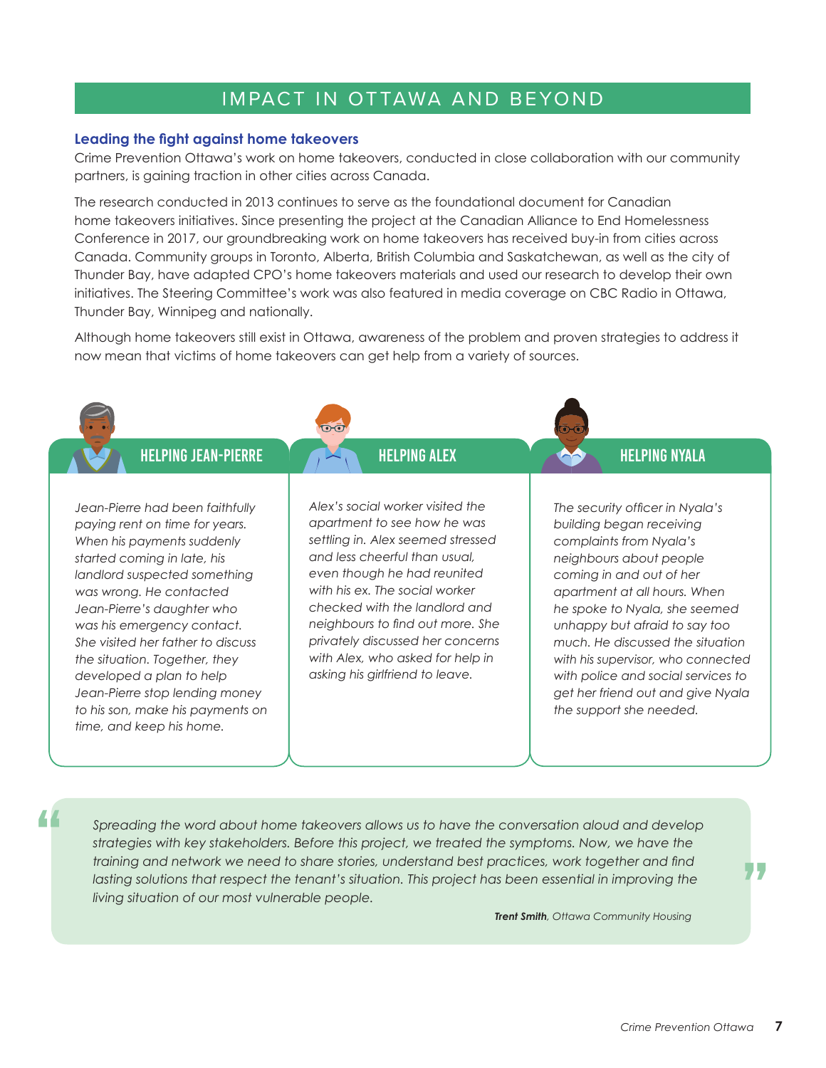# IMPACT IN OTTAWA AND BEYOND

## Leading the fight against home takeovers

Crime Prevention Ottawa's work on home takeovers, conducted in close collaboration with our community partners, is gaining traction in other cities across Canada.

The research conducted in 2013 continues to serve as the foundational document for Canadian home takeovers initiatives. Since presenting the project at the Canadian Alliance to End Homelessness Conference in 2017, our groundbreaking work on home takeovers has received buy-in from cities across Canada. Community groups in Toronto, Alberta, British Columbia and Saskatchewan, as well as the city of Thunder Bay, have adapted CPO's home takeovers materials and used our research to develop their own initiatives. The Steering Committee's work was also featured in media coverage on CBC Radio in Ottawa, Thunder Bay, Winnipeg and nationally.

Although home takeovers still exist in Ottawa, awareness of the problem and proven strategies to address it now mean that victims of home takeovers can get help from a variety of sources.

### HELPING JEAN-PIERRE

*Jean-Pierre had been faithfully paying rent on time for years. When his payments suddenly started coming in late, his landlord suspected something was wrong. He contacted Jean-Pierre's daughter who was his emergency contact. She visited her father to discuss the situation. Together, they developed a plan to help Jean-Pierre stop lending money to his son, make his payments on time, and keep his home.*

### HELPING ALEX

*Alex's social worker visited the apartment to see how he was settling in. Alex seemed stressed and less cheerful than usual, even though he had reunited with his ex. The social worker checked with the landlord and neighbours to find out more. She privately discussed her concerns with Alex, who asked for help in asking his girlfriend to leave.*

### HELPING NYALA

*The security officer in Nyala's building began receiving complaints from Nyala's neighbours about people coming in and out of her apartment at all hours. When he spoke to Nyala, she seemed unhappy but afraid to say too much. He discussed the situation with his supervisor, who connected with police and social services to get her friend out and give Nyala the support she needed.*

> *Spreading the word about home takeovers allows us to have the conversation aloud and develop strategies with key stakeholders. Before this project, we treated the symptoms. Now, we have the training and network we need to share stories, understand best practices, work together and find lasting solutions that respect the tenant's situation. This project has been essential in improving the living situation of our most vulnerable people.*
>
> ***Trent Smith**, Ottawa Community Housing*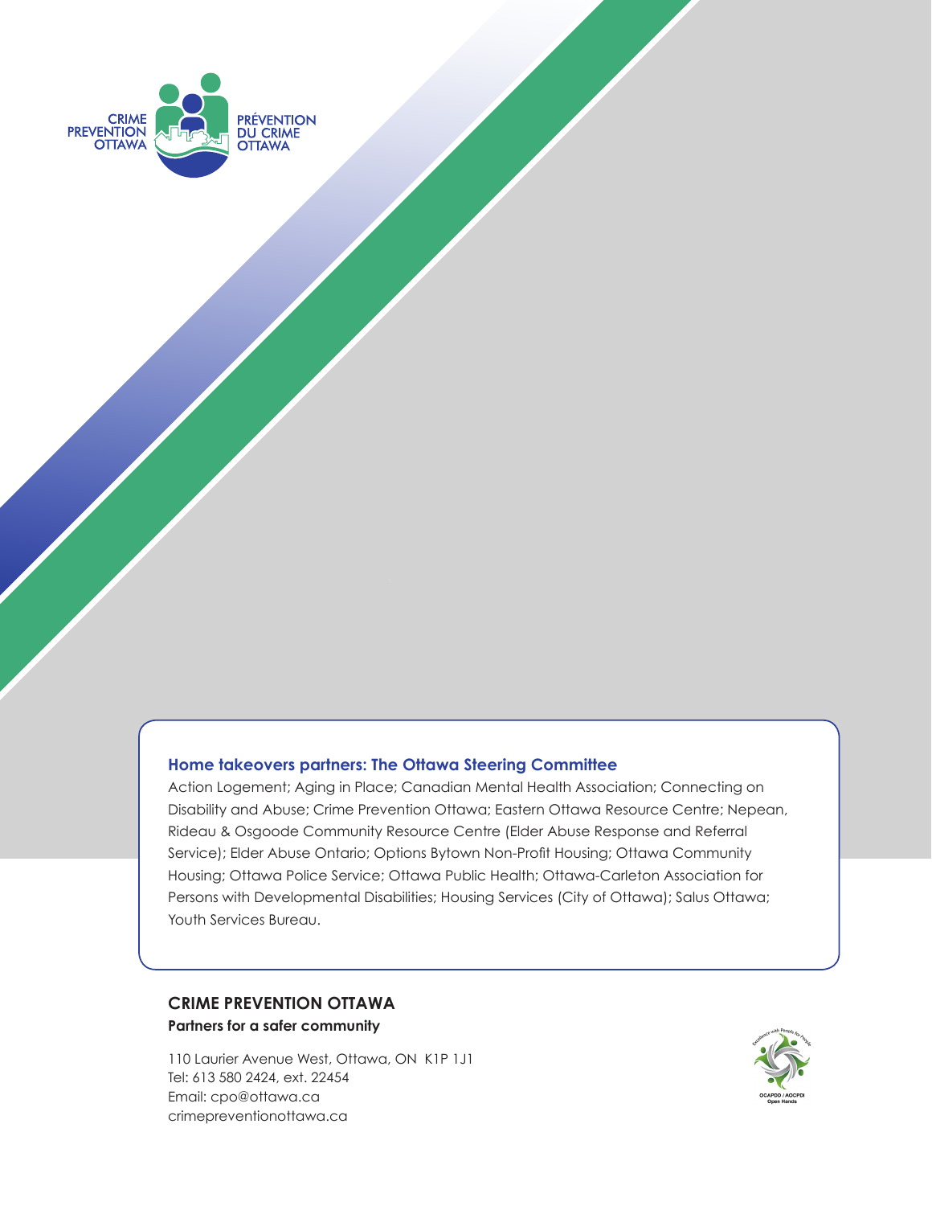CRIME PREVENTION OTTAWA

PRÉVENTION DU CRIME OTTAWA

### Home takeovers partners: The Ottawa Steering Committee

Action Logement; Aging in Place; Canadian Mental Health Association; Connecting on Disability and Abuse; Crime Prevention Ottawa; Eastern Ottawa Resource Centre; Nepean, Rideau & Osgoode Community Resource Centre (Elder Abuse Response and Referral Service); Elder Abuse Ontario; Options Bytown Non-Profit Housing; Ottawa Community Housing; Ottawa Police Service; Ottawa Public Health; Ottawa-Carleton Association for Persons with Developmental Disabilities; Housing Services (City of Ottawa); Salus Ottawa; Youth Services Bureau.

## CRIME PREVENTION OTTAWA

**Partners for a safer community**

110 Laurier Avenue West, Ottawa, ON K1P 1J1
Tel: 613 580 2424, ext. 22454
Email: cpo@ottawa.ca
crimepreventionottawa.ca

Excellence with People for People

OCAPDD / AOCPDI
Open Hands